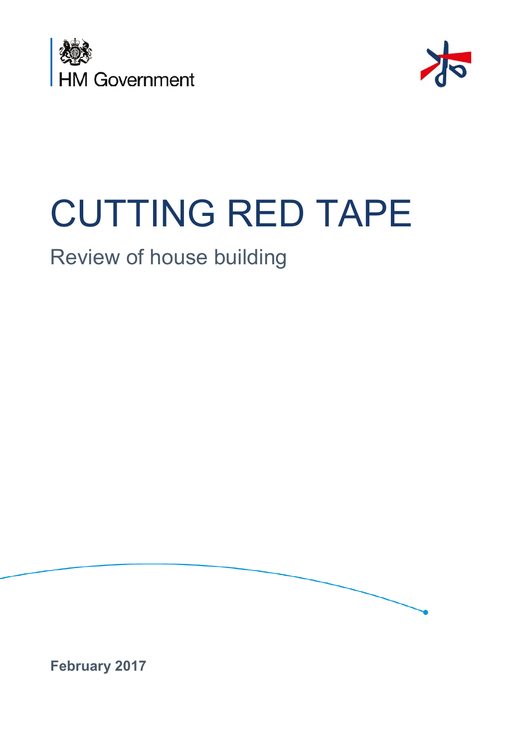HM Government

# CUTTING RED TAPE

## Review of house building

**February 2017**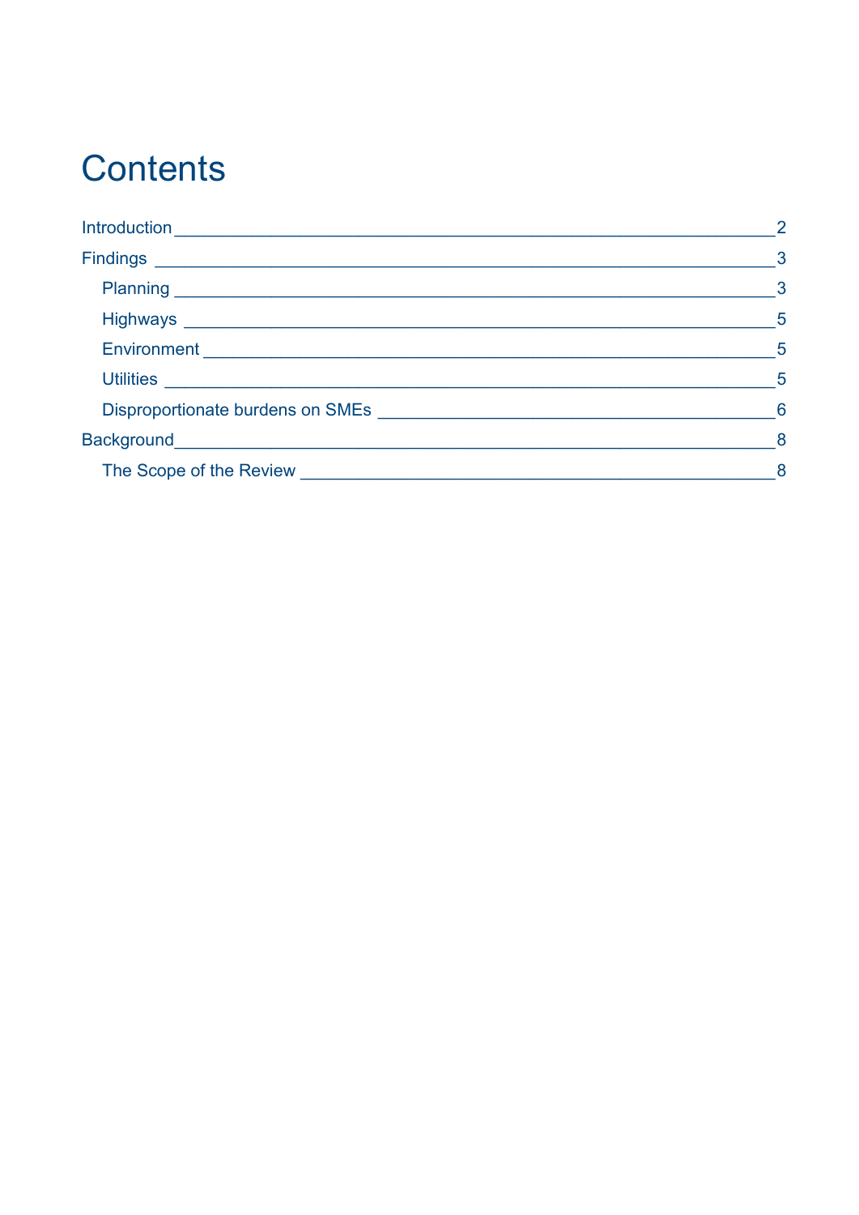# Contents

- Introduction — 2
- Findings — 3
  - Planning — 3
  - Highways — 5
  - Environment — 5
  - Utilities — 5
  - Disproportionate burdens on SMEs — 6
- Background — 8
  - The Scope of the Review — 8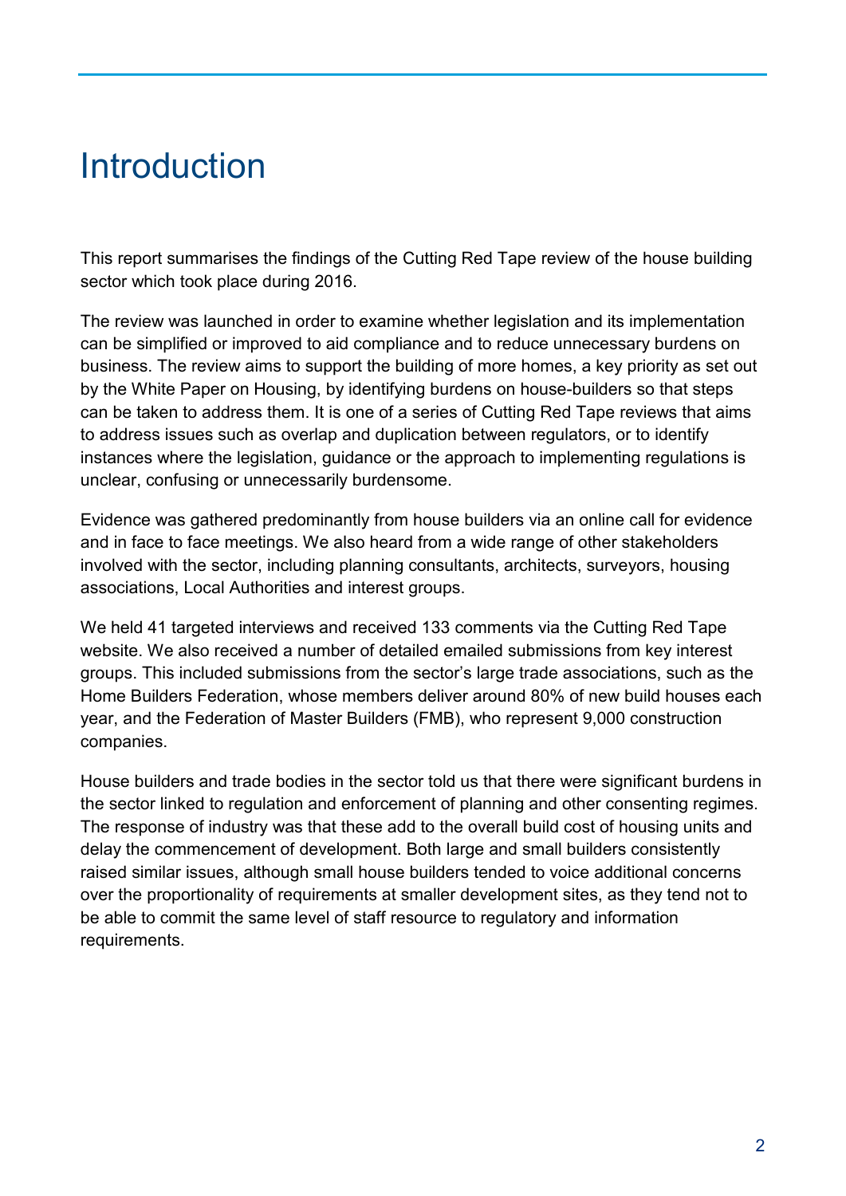# Introduction

This report summarises the findings of the Cutting Red Tape review of the house building sector which took place during 2016.

The review was launched in order to examine whether legislation and its implementation can be simplified or improved to aid compliance and to reduce unnecessary burdens on business. The review aims to support the building of more homes, a key priority as set out by the White Paper on Housing, by identifying burdens on house-builders so that steps can be taken to address them. It is one of a series of Cutting Red Tape reviews that aims to address issues such as overlap and duplication between regulators, or to identify instances where the legislation, guidance or the approach to implementing regulations is unclear, confusing or unnecessarily burdensome.

Evidence was gathered predominantly from house builders via an online call for evidence and in face to face meetings. We also heard from a wide range of other stakeholders involved with the sector, including planning consultants, architects, surveyors, housing associations, Local Authorities and interest groups.

We held 41 targeted interviews and received 133 comments via the Cutting Red Tape website. We also received a number of detailed emailed submissions from key interest groups. This included submissions from the sector's large trade associations, such as the Home Builders Federation, whose members deliver around 80% of new build houses each year, and the Federation of Master Builders (FMB), who represent 9,000 construction companies.

House builders and trade bodies in the sector told us that there were significant burdens in the sector linked to regulation and enforcement of planning and other consenting regimes. The response of industry was that these add to the overall build cost of housing units and delay the commencement of development. Both large and small builders consistently raised similar issues, although small house builders tended to voice additional concerns over the proportionality of requirements at smaller development sites, as they tend not to be able to commit the same level of staff resource to regulatory and information requirements.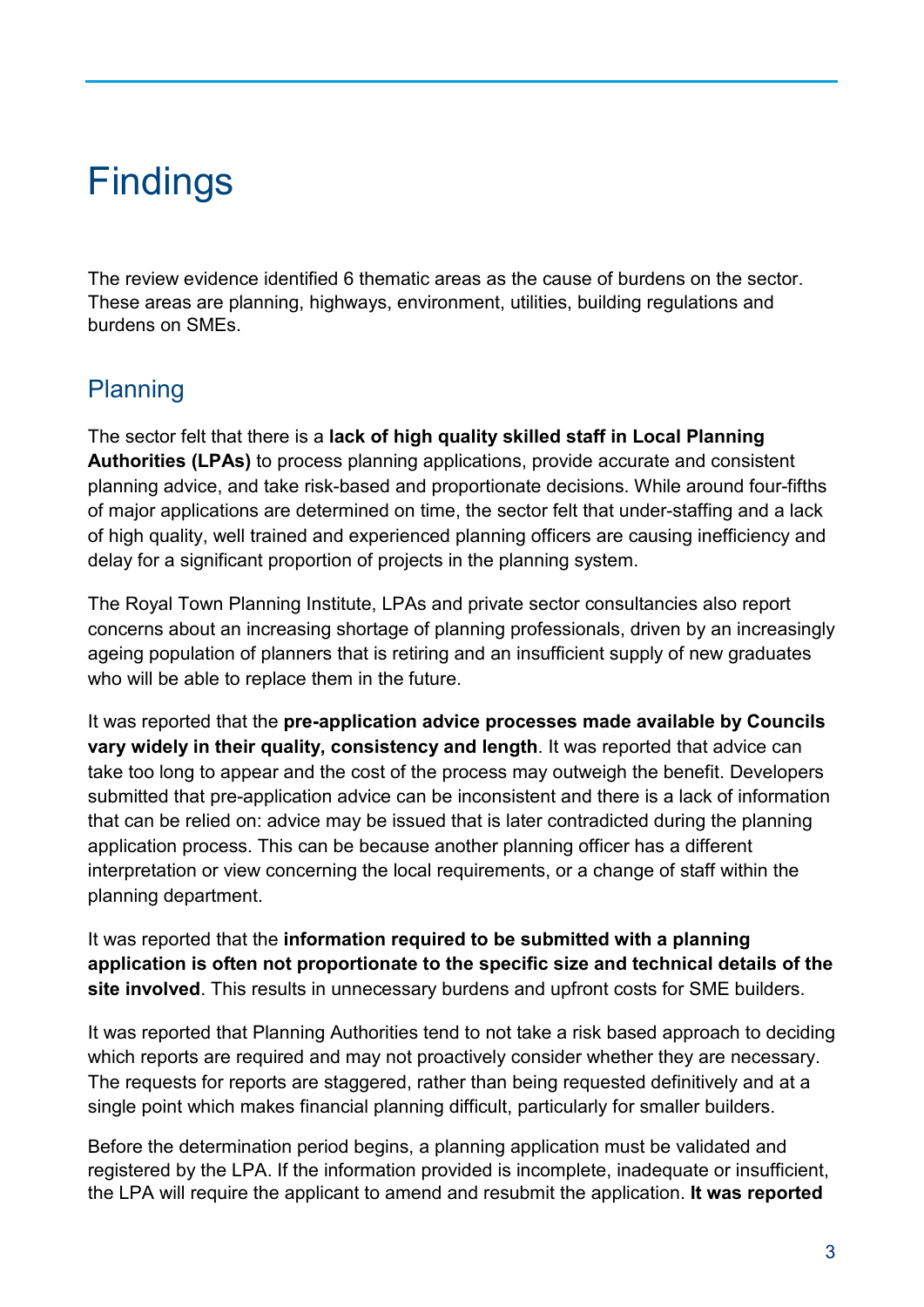# Findings

The review evidence identified 6 thematic areas as the cause of burdens on the sector. These areas are planning, highways, environment, utilities, building regulations and burdens on SMEs.

## Planning

The sector felt that there is a **lack of high quality skilled staff in Local Planning Authorities (LPAs)** to process planning applications, provide accurate and consistent planning advice, and take risk-based and proportionate decisions. While around four-fifths of major applications are determined on time, the sector felt that under-staffing and a lack of high quality, well trained and experienced planning officers are causing inefficiency and delay for a significant proportion of projects in the planning system.

The Royal Town Planning Institute, LPAs and private sector consultancies also report concerns about an increasing shortage of planning professionals, driven by an increasingly ageing population of planners that is retiring and an insufficient supply of new graduates who will be able to replace them in the future.

It was reported that the **pre-application advice processes made available by Councils vary widely in their quality, consistency and length**. It was reported that advice can take too long to appear and the cost of the process may outweigh the benefit. Developers submitted that pre-application advice can be inconsistent and there is a lack of information that can be relied on: advice may be issued that is later contradicted during the planning application process. This can be because another planning officer has a different interpretation or view concerning the local requirements, or a change of staff within the planning department.

It was reported that the **information required to be submitted with a planning application is often not proportionate to the specific size and technical details of the site involved**. This results in unnecessary burdens and upfront costs for SME builders.

It was reported that Planning Authorities tend to not take a risk based approach to deciding which reports are required and may not proactively consider whether they are necessary. The requests for reports are staggered, rather than being requested definitively and at a single point which makes financial planning difficult, particularly for smaller builders.

Before the determination period begins, a planning application must be validated and registered by the LPA. If the information provided is incomplete, inadequate or insufficient, the LPA will require the applicant to amend and resubmit the application. **It was reported**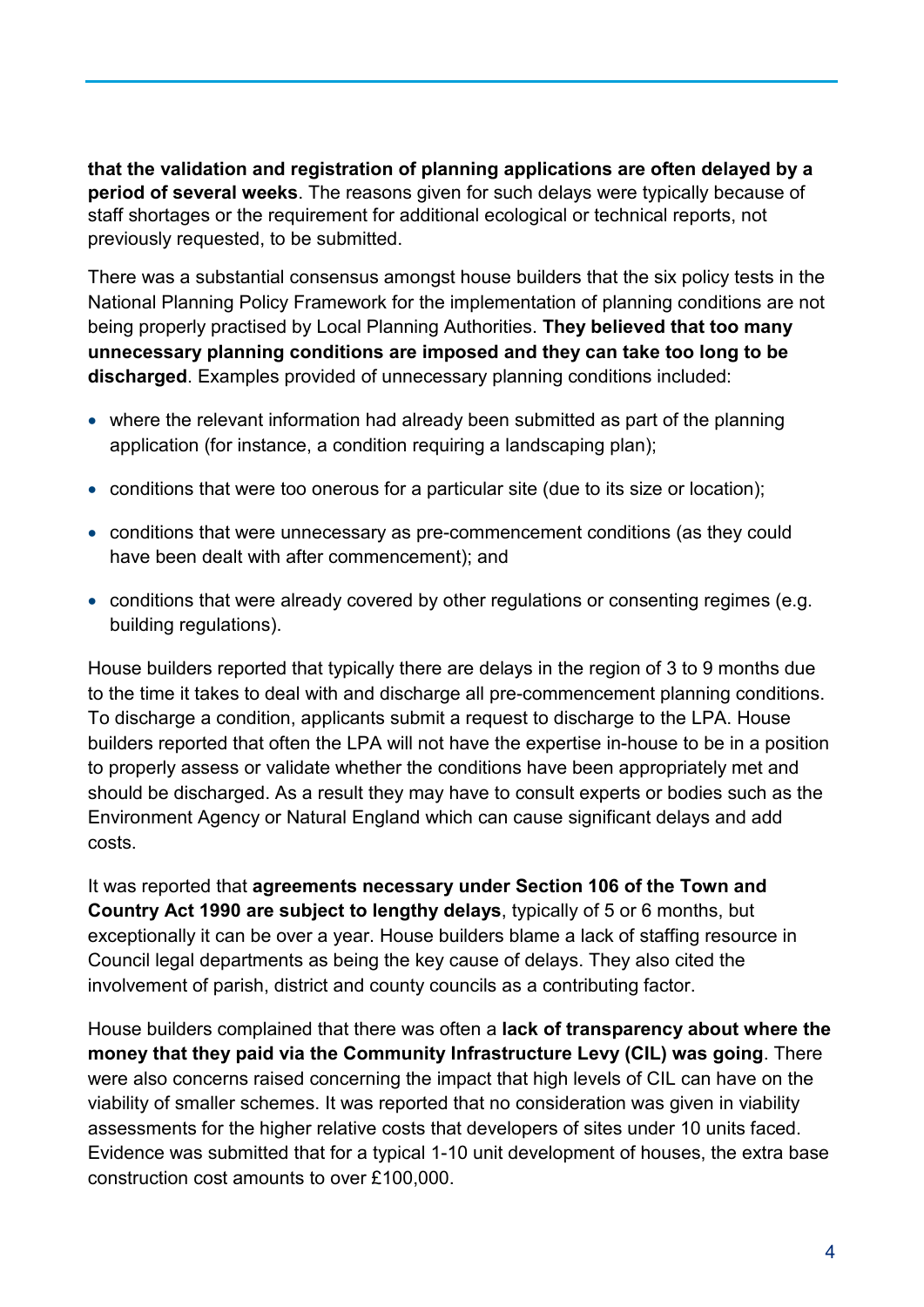**that the validation and registration of planning applications are often delayed by a period of several weeks**. The reasons given for such delays were typically because of staff shortages or the requirement for additional ecological or technical reports, not previously requested, to be submitted.

There was a substantial consensus amongst house builders that the six policy tests in the National Planning Policy Framework for the implementation of planning conditions are not being properly practised by Local Planning Authorities. **They believed that too many unnecessary planning conditions are imposed and they can take too long to be discharged**. Examples provided of unnecessary planning conditions included:

- where the relevant information had already been submitted as part of the planning application (for instance, a condition requiring a landscaping plan);
- conditions that were too onerous for a particular site (due to its size or location);
- conditions that were unnecessary as pre-commencement conditions (as they could have been dealt with after commencement); and
- conditions that were already covered by other regulations or consenting regimes (e.g. building regulations).

House builders reported that typically there are delays in the region of 3 to 9 months due to the time it takes to deal with and discharge all pre-commencement planning conditions. To discharge a condition, applicants submit a request to discharge to the LPA. House builders reported that often the LPA will not have the expertise in-house to be in a position to properly assess or validate whether the conditions have been appropriately met and should be discharged. As a result they may have to consult experts or bodies such as the Environment Agency or Natural England which can cause significant delays and add costs.

It was reported that **agreements necessary under Section 106 of the Town and Country Act 1990 are subject to lengthy delays**, typically of 5 or 6 months, but exceptionally it can be over a year. House builders blame a lack of staffing resource in Council legal departments as being the key cause of delays. They also cited the involvement of parish, district and county councils as a contributing factor.

House builders complained that there was often a **lack of transparency about where the money that they paid via the Community Infrastructure Levy (CIL) was going**. There were also concerns raised concerning the impact that high levels of CIL can have on the viability of smaller schemes. It was reported that no consideration was given in viability assessments for the higher relative costs that developers of sites under 10 units faced. Evidence was submitted that for a typical 1-10 unit development of houses, the extra base construction cost amounts to over £100,000.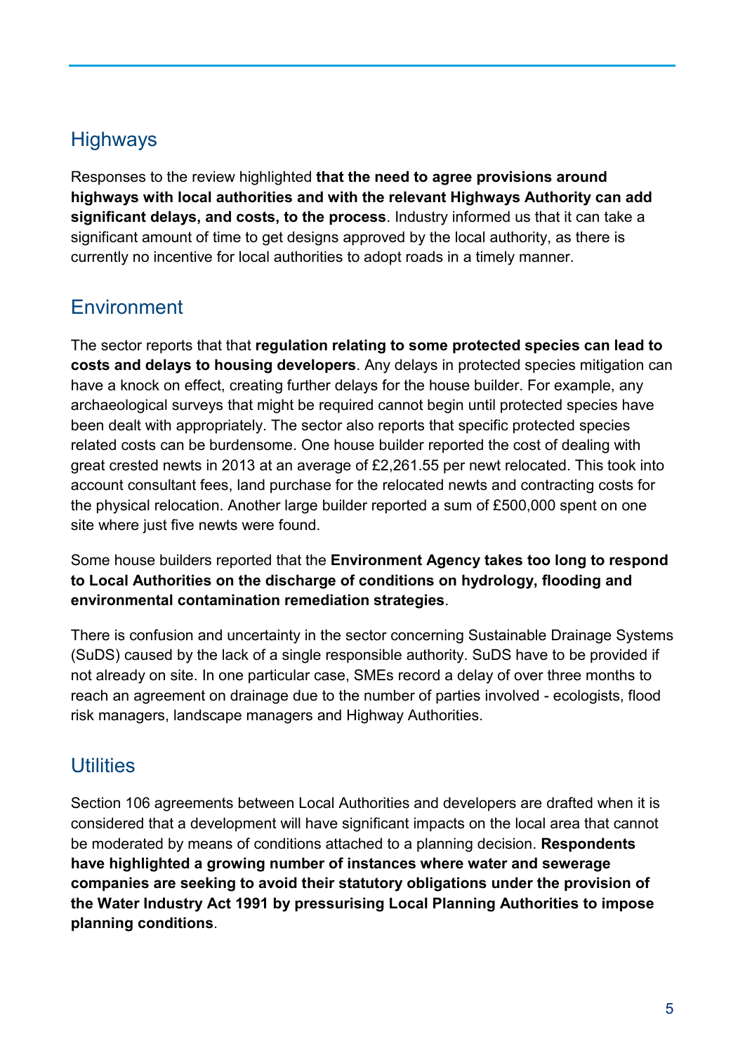## Highways

Responses to the review highlighted **that the need to agree provisions around highways with local authorities and with the relevant Highways Authority can add significant delays, and costs, to the process**. Industry informed us that it can take a significant amount of time to get designs approved by the local authority, as there is currently no incentive for local authorities to adopt roads in a timely manner.

## Environment

The sector reports that that **regulation relating to some protected species can lead to costs and delays to housing developers**. Any delays in protected species mitigation can have a knock on effect, creating further delays for the house builder. For example, any archaeological surveys that might be required cannot begin until protected species have been dealt with appropriately. The sector also reports that specific protected species related costs can be burdensome. One house builder reported the cost of dealing with great crested newts in 2013 at an average of £2,261.55 per newt relocated. This took into account consultant fees, land purchase for the relocated newts and contracting costs for the physical relocation. Another large builder reported a sum of £500,000 spent on one site where just five newts were found.

Some house builders reported that the **Environment Agency takes too long to respond to Local Authorities on the discharge of conditions on hydrology, flooding and environmental contamination remediation strategies**.

There is confusion and uncertainty in the sector concerning Sustainable Drainage Systems (SuDS) caused by the lack of a single responsible authority. SuDS have to be provided if not already on site. In one particular case, SMEs record a delay of over three months to reach an agreement on drainage due to the number of parties involved - ecologists, flood risk managers, landscape managers and Highway Authorities.

## Utilities

Section 106 agreements between Local Authorities and developers are drafted when it is considered that a development will have significant impacts on the local area that cannot be moderated by means of conditions attached to a planning decision. **Respondents have highlighted a growing number of instances where water and sewerage companies are seeking to avoid their statutory obligations under the provision of the Water Industry Act 1991 by pressurising Local Planning Authorities to impose planning conditions**.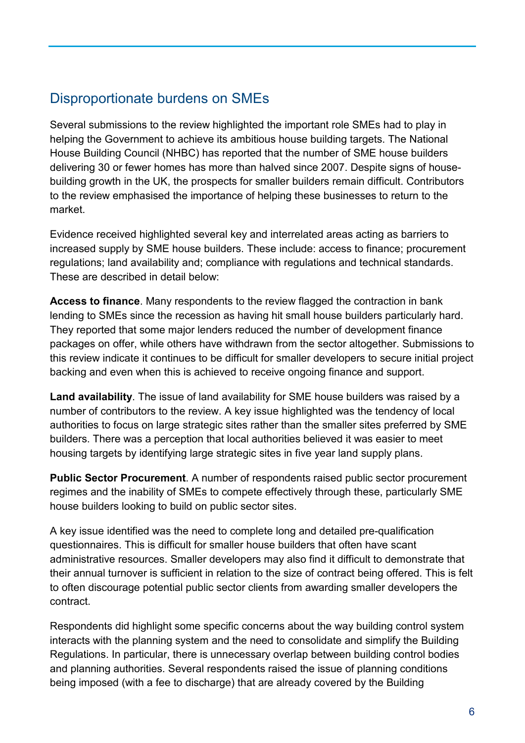## Disproportionate burdens on SMEs

Several submissions to the review highlighted the important role SMEs had to play in helping the Government to achieve its ambitious house building targets. The National House Building Council (NHBC) has reported that the number of SME house builders delivering 30 or fewer homes has more than halved since 2007. Despite signs of house-building growth in the UK, the prospects for smaller builders remain difficult. Contributors to the review emphasised the importance of helping these businesses to return to the market.

Evidence received highlighted several key and interrelated areas acting as barriers to increased supply by SME house builders. These include: access to finance; procurement regulations; land availability and; compliance with regulations and technical standards. These are described in detail below:

**Access to finance**. Many respondents to the review flagged the contraction in bank lending to SMEs since the recession as having hit small house builders particularly hard. They reported that some major lenders reduced the number of development finance packages on offer, while others have withdrawn from the sector altogether. Submissions to this review indicate it continues to be difficult for smaller developers to secure initial project backing and even when this is achieved to receive ongoing finance and support.

**Land availability**. The issue of land availability for SME house builders was raised by a number of contributors to the review. A key issue highlighted was the tendency of local authorities to focus on large strategic sites rather than the smaller sites preferred by SME builders. There was a perception that local authorities believed it was easier to meet housing targets by identifying large strategic sites in five year land supply plans.

**Public Sector Procurement**. A number of respondents raised public sector procurement regimes and the inability of SMEs to compete effectively through these, particularly SME house builders looking to build on public sector sites.

A key issue identified was the need to complete long and detailed pre-qualification questionnaires. This is difficult for smaller house builders that often have scant administrative resources. Smaller developers may also find it difficult to demonstrate that their annual turnover is sufficient in relation to the size of contract being offered. This is felt to often discourage potential public sector clients from awarding smaller developers the contract.

Respondents did highlight some specific concerns about the way building control system interacts with the planning system and the need to consolidate and simplify the Building Regulations. In particular, there is unnecessary overlap between building control bodies and planning authorities. Several respondents raised the issue of planning conditions being imposed (with a fee to discharge) that are already covered by the Building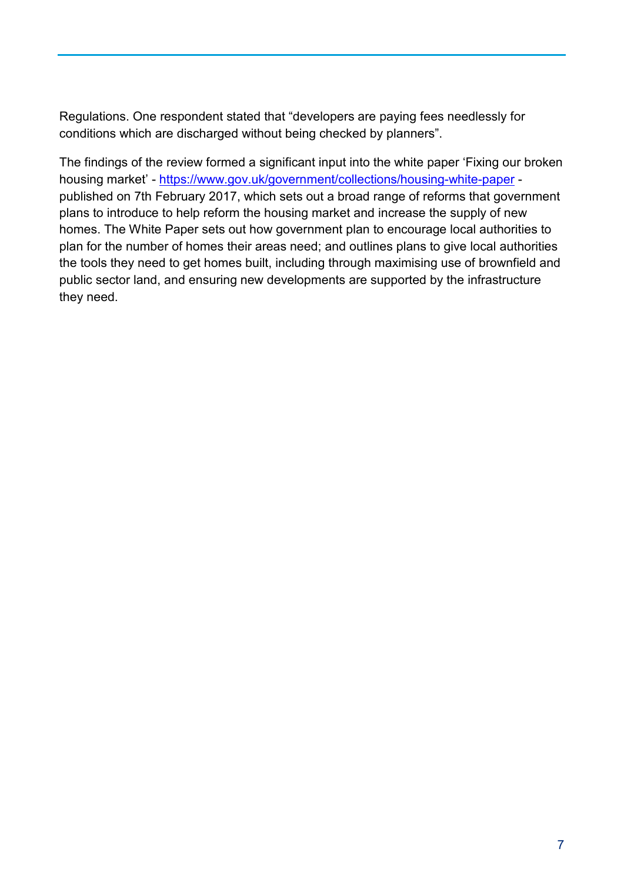Regulations. One respondent stated that "developers are paying fees needlessly for conditions which are discharged without being checked by planners".

The findings of the review formed a significant input into the white paper 'Fixing our broken housing market' - https://www.gov.uk/government/collections/housing-white-paper - published on 7th February 2017, which sets out a broad range of reforms that government plans to introduce to help reform the housing market and increase the supply of new homes. The White Paper sets out how government plan to encourage local authorities to plan for the number of homes their areas need; and outlines plans to give local authorities the tools they need to get homes built, including through maximising use of brownfield and public sector land, and ensuring new developments are supported by the infrastructure they need.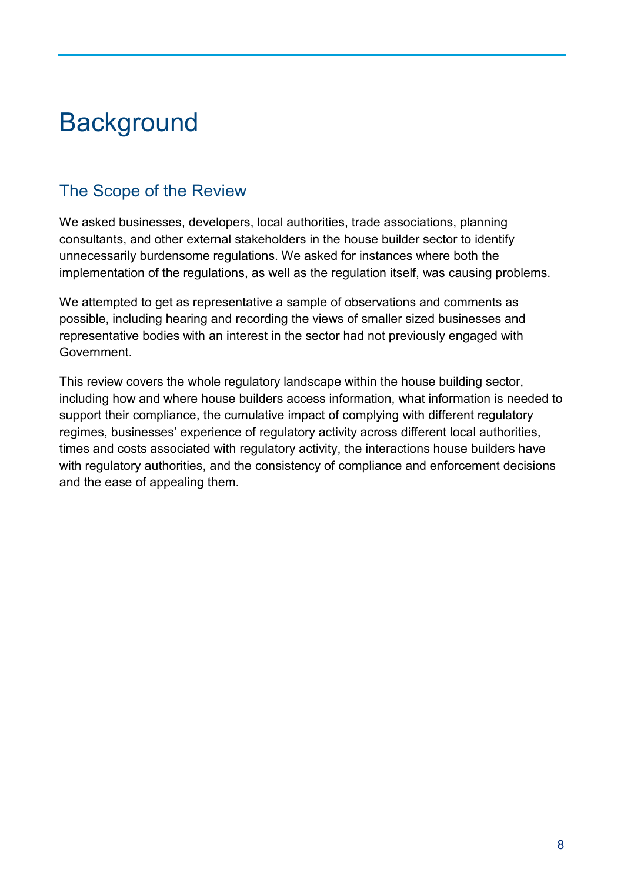# Background

## The Scope of the Review

We asked businesses, developers, local authorities, trade associations, planning consultants, and other external stakeholders in the house builder sector to identify unnecessarily burdensome regulations. We asked for instances where both the implementation of the regulations, as well as the regulation itself, was causing problems.

We attempted to get as representative a sample of observations and comments as possible, including hearing and recording the views of smaller sized businesses and representative bodies with an interest in the sector had not previously engaged with Government.

This review covers the whole regulatory landscape within the house building sector, including how and where house builders access information, what information is needed to support their compliance, the cumulative impact of complying with different regulatory regimes, businesses' experience of regulatory activity across different local authorities, times and costs associated with regulatory activity, the interactions house builders have with regulatory authorities, and the consistency of compliance and enforcement decisions and the ease of appealing them.